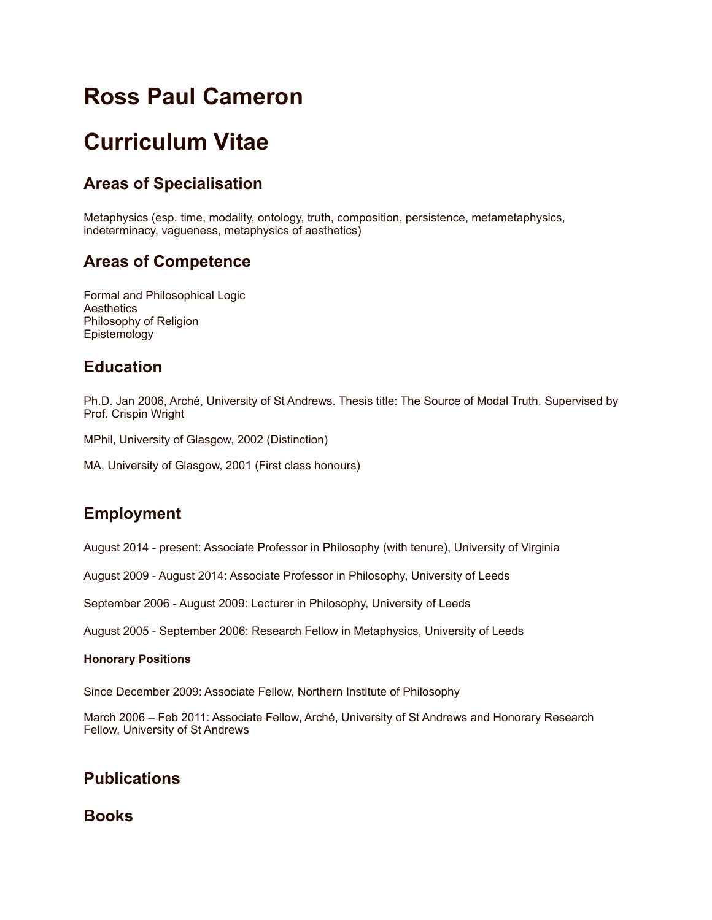# Ross Paul Cameron

# Curriculum Vitae

## Areas of Specialisation

Metaphysics (esp. time, modality, ontology, truth, composition, persistence, metametaphysics, indeterminacy, vagueness, metaphysics of aesthetics)

## Areas of Competence

Formal and Philosophical Logic
Aesthetics
Philosophy of Religion
Epistemology

## Education

Ph.D. Jan 2006, Arché, University of St Andrews. Thesis title: The Source of Modal Truth. Supervised by Prof. Crispin Wright

MPhil, University of Glasgow, 2002 (Distinction)

MA, University of Glasgow, 2001 (First class honours)

## Employment

August 2014 - present: Associate Professor in Philosophy (with tenure), University of Virginia

August 2009 - August 2014: Associate Professor in Philosophy, University of Leeds

September 2006 - August 2009: Lecturer in Philosophy, University of Leeds

August 2005 - September 2006: Research Fellow in Metaphysics, University of Leeds

#### Honorary Positions

Since December 2009: Associate Fellow, Northern Institute of Philosophy

March 2006 – Feb 2011: Associate Fellow, Arché, University of St Andrews and Honorary Research Fellow, University of St Andrews

## Publications

## Books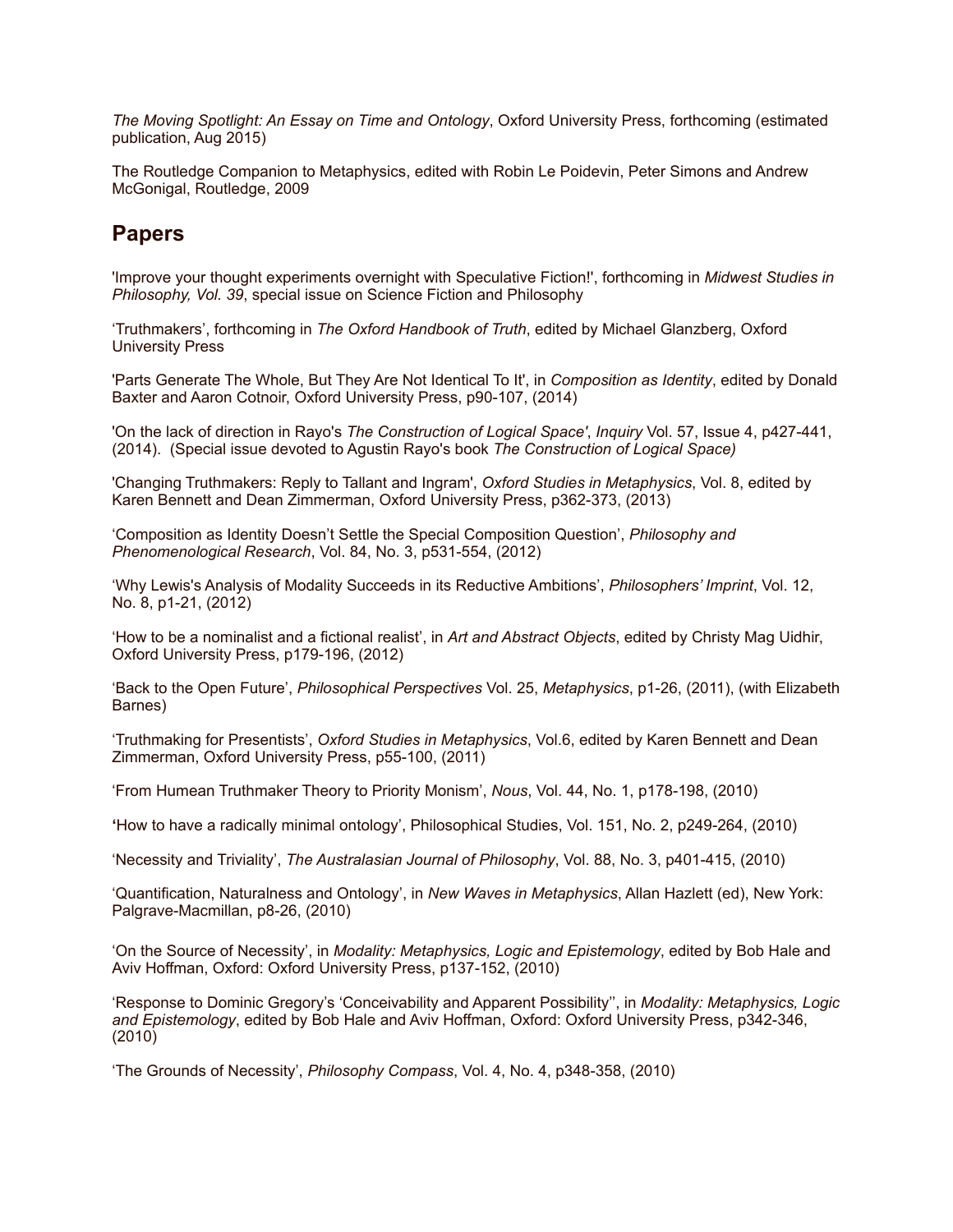*The Moving Spotlight: An Essay on Time and Ontology*, Oxford University Press, forthcoming (estimated publication, Aug 2015)

The Routledge Companion to Metaphysics, edited with Robin Le Poidevin, Peter Simons and Andrew McGonigal, Routledge, 2009

## Papers

'Improve your thought experiments overnight with Speculative Fiction!', forthcoming in *Midwest Studies in Philosophy, Vol. 39*, special issue on Science Fiction and Philosophy

'Truthmakers', forthcoming in *The Oxford Handbook of Truth*, edited by Michael Glanzberg, Oxford University Press

'Parts Generate The Whole, But They Are Not Identical To It', in *Composition as Identity*, edited by Donald Baxter and Aaron Cotnoir, Oxford University Press, p90-107, (2014)

'On the lack of direction in Rayo's *The Construction of Logical Space'*, *Inquiry* Vol. 57, Issue 4, p427-441, (2014). (Special issue devoted to Agustin Rayo's book *The Construction of Logical Space)*

'Changing Truthmakers: Reply to Tallant and Ingram', *Oxford Studies in Metaphysics*, Vol. 8, edited by Karen Bennett and Dean Zimmerman, Oxford University Press, p362-373, (2013)

'Composition as Identity Doesn't Settle the Special Composition Question', *Philosophy and Phenomenological Research*, Vol. 84, No. 3, p531-554, (2012)

'Why Lewis's Analysis of Modality Succeeds in its Reductive Ambitions', *Philosophers' Imprint*, Vol. 12, No. 8, p1-21, (2012)

'How to be a nominalist and a fictional realist', in *Art and Abstract Objects*, edited by Christy Mag Uidhir, Oxford University Press, p179-196, (2012)

'Back to the Open Future', *Philosophical Perspectives* Vol. 25, *Metaphysics*, p1-26, (2011), (with Elizabeth Barnes)

'Truthmaking for Presentists', *Oxford Studies in Metaphysics*, Vol.6, edited by Karen Bennett and Dean Zimmerman, Oxford University Press, p55-100, (2011)

'From Humean Truthmaker Theory to Priority Monism', *Nous*, Vol. 44, No. 1, p178-198, (2010)

**'**How to have a radically minimal ontology', Philosophical Studies, Vol. 151, No. 2, p249-264, (2010)

'Necessity and Triviality', *The Australasian Journal of Philosophy*, Vol. 88, No. 3, p401-415, (2010)

'Quantification, Naturalness and Ontology', in *New Waves in Metaphysics*, Allan Hazlett (ed), New York: Palgrave-Macmillan, p8-26, (2010)

'On the Source of Necessity', in *Modality: Metaphysics, Logic and Epistemology*, edited by Bob Hale and Aviv Hoffman, Oxford: Oxford University Press, p137-152, (2010)

'Response to Dominic Gregory's 'Conceivability and Apparent Possibility'', in *Modality: Metaphysics, Logic and Epistemology*, edited by Bob Hale and Aviv Hoffman, Oxford: Oxford University Press, p342-346, (2010)

'The Grounds of Necessity', *Philosophy Compass*, Vol. 4, No. 4, p348-358, (2010)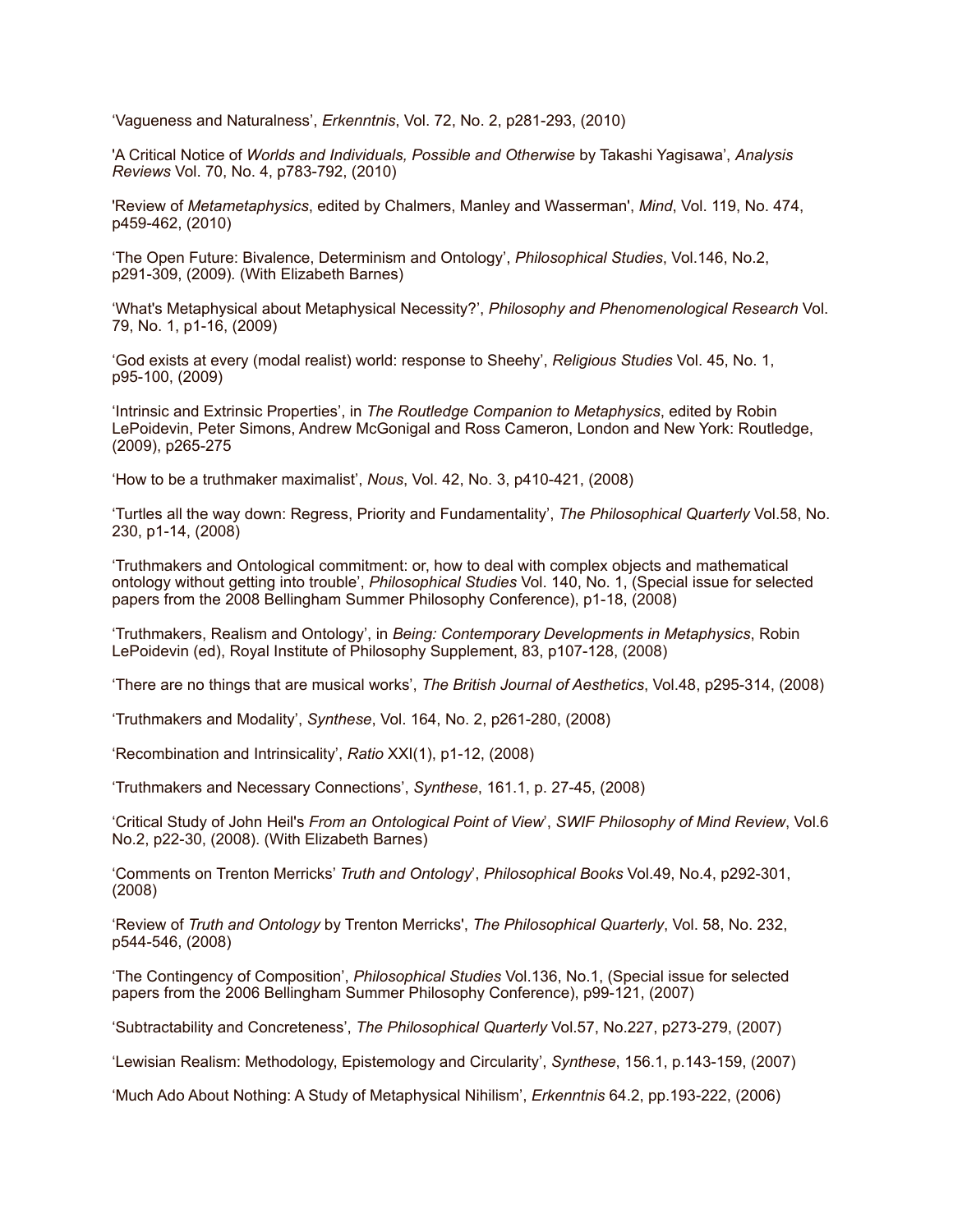‘Vagueness and Naturalness’, *Erkenntnis*, Vol. 72, No. 2, p281-293, (2010)

'A Critical Notice of *Worlds and Individuals, Possible and Otherwise* by Takashi Yagisawa’, *Analysis Reviews* Vol. 70, No. 4, p783-792, (2010)

'Review of *Metametaphysics*, edited by Chalmers, Manley and Wasserman', *Mind*, Vol. 119, No. 474, p459-462, (2010)

‘The Open Future: Bivalence, Determinism and Ontology’, *Philosophical Studies*, Vol.146, No.2, p291-309, (2009). (With Elizabeth Barnes)

‘What's Metaphysical about Metaphysical Necessity?’, *Philosophy and Phenomenological Research* Vol. 79, No. 1, p1-16, (2009)

‘God exists at every (modal realist) world: response to Sheehy’, *Religious Studies* Vol. 45, No. 1, p95-100, (2009)

‘Intrinsic and Extrinsic Properties’, in *The Routledge Companion to Metaphysics*, edited by Robin LePoidevin, Peter Simons, Andrew McGonigal and Ross Cameron, London and New York: Routledge, (2009), p265-275

‘How to be a truthmaker maximalist’, *Nous*, Vol. 42, No. 3, p410-421, (2008)

‘Turtles all the way down: Regress, Priority and Fundamentality’, *The Philosophical Quarterly* Vol.58, No. 230, p1-14, (2008)

‘Truthmakers and Ontological commitment: or, how to deal with complex objects and mathematical ontology without getting into trouble’, *Philosophical Studies* Vol. 140, No. 1, (Special issue for selected papers from the 2008 Bellingham Summer Philosophy Conference), p1-18, (2008)

‘Truthmakers, Realism and Ontology’, in *Being: Contemporary Developments in Metaphysics*, Robin LePoidevin (ed), Royal Institute of Philosophy Supplement, 83, p107-128, (2008)

‘There are no things that are musical works’, *The British Journal of Aesthetics*, Vol.48, p295-314, (2008)

‘Truthmakers and Modality’, *Synthese*, Vol. 164, No. 2, p261-280, (2008)

‘Recombination and Intrinsicality’, *Ratio* XXI(1), p1-12, (2008)

‘Truthmakers and Necessary Connections’, *Synthese*, 161.1, p. 27-45, (2008)

‘Critical Study of John Heil's *From an Ontological Point of View*’, *SWIF Philosophy of Mind Review*, Vol.6 No.2, p22-30, (2008). (With Elizabeth Barnes)

‘Comments on Trenton Merricks’ *Truth and Ontology*’, *Philosophical Books* Vol.49, No.4, p292-301, (2008)

‘Review of *Truth and Ontology* by Trenton Merricks', *The Philosophical Quarterly*, Vol. 58, No. 232, p544-546, (2008)

‘The Contingency of Composition’, *Philosophical Studies* Vol.136, No.1, (Special issue for selected papers from the 2006 Bellingham Summer Philosophy Conference), p99-121, (2007)

‘Subtractability and Concreteness’, *The Philosophical Quarterly* Vol.57, No.227, p273-279, (2007)

‘Lewisian Realism: Methodology, Epistemology and Circularity’, *Synthese*, 156.1, p.143-159, (2007)

‘Much Ado About Nothing: A Study of Metaphysical Nihilism’, *Erkenntnis* 64.2, pp.193-222, (2006)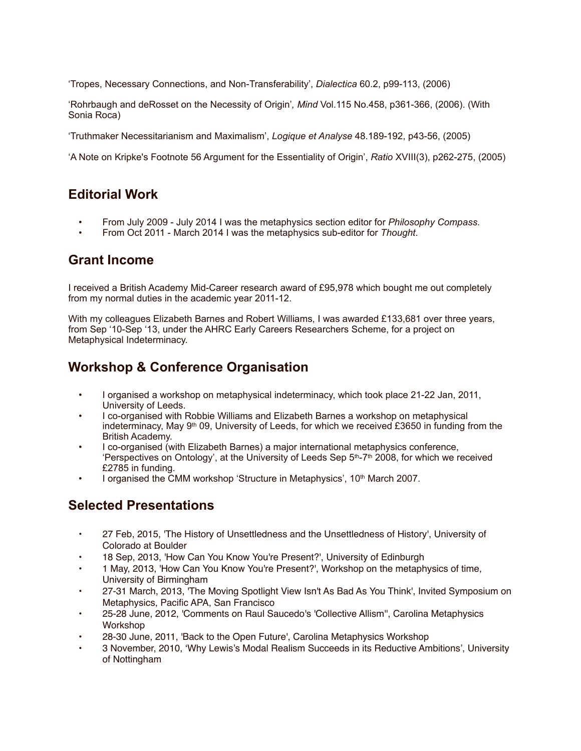‘Tropes, Necessary Connections, and Non-Transferability’, *Dialectica* 60.2, p99-113, (2006)

‘Rohrbaugh and deRosset on the Necessity of Origin’*, Mind* Vol.115 No.458, p361-366, (2006). (With Sonia Roca)

‘Truthmaker Necessitarianism and Maximalism’, *Logique et Analyse* 48.189-192, p43-56, (2005)

‘A Note on Kripke's Footnote 56 Argument for the Essentiality of Origin’, *Ratio* XVIII(3), p262-275, (2005)

## Editorial Work

- From July 2009 - July 2014 I was the metaphysics section editor for *Philosophy Compass*.
- From Oct 2011 - March 2014 I was the metaphysics sub-editor for *Thought*.

## Grant Income

I received a British Academy Mid-Career research award of £95,978 which bought me out completely from my normal duties in the academic year 2011-12.

With my colleagues Elizabeth Barnes and Robert Williams, I was awarded £133,681 over three years, from Sep ‘10-Sep ‘13, under the AHRC Early Careers Researchers Scheme, for a project on Metaphysical Indeterminacy.

## Workshop & Conference Organisation

- I organised a workshop on metaphysical indeterminacy, which took place 21-22 Jan, 2011, University of Leeds.
- I co-organised with Robbie Williams and Elizabeth Barnes a workshop on metaphysical indeterminacy, May 9th 09, University of Leeds, for which we received £3650 in funding from the British Academy.
- I co-organised (with Elizabeth Barnes) a major international metaphysics conference, ‘Perspectives on Ontology’, at the University of Leeds Sep 5th-7th 2008, for which we received £2785 in funding.
- I organised the CMM workshop ‘Structure in Metaphysics’, 10th March 2007.

## Selected Presentations

- 27 Feb, 2015, 'The History of Unsettledness and the Unsettledness of History', University of Colorado at Boulder
- 18 Sep, 2013, 'How Can You Know You're Present?', University of Edinburgh
- 1 May, 2013, 'How Can You Know You're Present?', Workshop on the metaphysics of time, University of Birmingham
- 27-31 March, 2013, 'The Moving Spotlight View Isn't As Bad As You Think', Invited Symposium on Metaphysics, Pacific APA, San Francisco
- 25-28 June, 2012, 'Comments on Raul Saucedo's 'Collective Allism'', Carolina Metaphysics Workshop
- 28-30 June, 2011, 'Back to the Open Future', Carolina Metaphysics Workshop
- 3 November, 2010, ‘Why Lewis’s Modal Realism Succeeds in its Reductive Ambitions’, University of Nottingham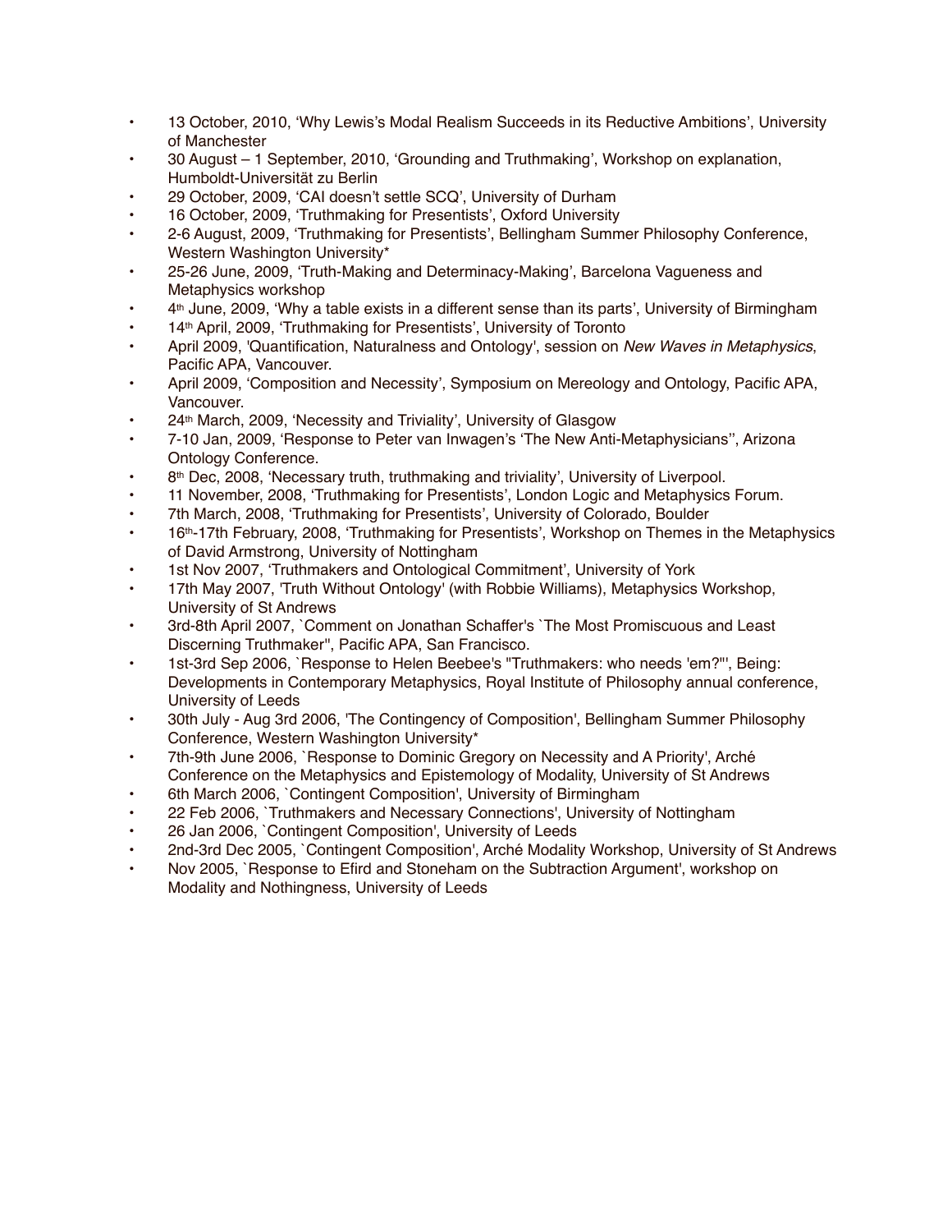- 13 October, 2010, 'Why Lewis's Modal Realism Succeeds in its Reductive Ambitions', University of Manchester
- 30 August – 1 September, 2010, 'Grounding and Truthmaking', Workshop on explanation, Humboldt-Universität zu Berlin
- 29 October, 2009, 'CAI doesn't settle SCQ', University of Durham
- 16 October, 2009, 'Truthmaking for Presentists', Oxford University
- 2-6 August, 2009, 'Truthmaking for Presentists', Bellingham Summer Philosophy Conference, Western Washington University*
- 25-26 June, 2009, 'Truth-Making and Determinacy-Making', Barcelona Vagueness and Metaphysics workshop
- 4th June, 2009, 'Why a table exists in a different sense than its parts', University of Birmingham
- 14th April, 2009, 'Truthmaking for Presentists', University of Toronto
- April 2009, 'Quantification, Naturalness and Ontology', session on *New Waves in Metaphysics*, Pacific APA, Vancouver.
- April 2009, 'Composition and Necessity', Symposium on Mereology and Ontology, Pacific APA, Vancouver.
- 24th March, 2009, 'Necessity and Triviality', University of Glasgow
- 7-10 Jan, 2009, 'Response to Peter van Inwagen's 'The New Anti-Metaphysicians'', Arizona Ontology Conference.
- 8th Dec, 2008, 'Necessary truth, truthmaking and triviality', University of Liverpool.
- 11 November, 2008, 'Truthmaking for Presentists', London Logic and Metaphysics Forum.
- 7th March, 2008, 'Truthmaking for Presentists', University of Colorado, Boulder
- 16th-17th February, 2008, 'Truthmaking for Presentists', Workshop on Themes in the Metaphysics of David Armstrong, University of Nottingham
- 1st Nov 2007, 'Truthmakers and Ontological Commitment', University of York
- 17th May 2007, 'Truth Without Ontology' (with Robbie Williams), Metaphysics Workshop, University of St Andrews
- 3rd-8th April 2007, `Comment on Jonathan Schaffer's `The Most Promiscuous and Least Discerning Truthmaker'', Pacific APA, San Francisco.
- 1st-3rd Sep 2006, `Response to Helen Beebee's "Truthmakers: who needs 'em?"', Being: Developments in Contemporary Metaphysics, Royal Institute of Philosophy annual conference, University of Leeds
- 30th July - Aug 3rd 2006, 'The Contingency of Composition', Bellingham Summer Philosophy Conference, Western Washington University*
- 7th-9th June 2006, `Response to Dominic Gregory on Necessity and A Priority', Arché Conference on the Metaphysics and Epistemology of Modality, University of St Andrews
- 6th March 2006, `Contingent Composition', University of Birmingham
- 22 Feb 2006, `Truthmakers and Necessary Connections', University of Nottingham
- 26 Jan 2006, `Contingent Composition', University of Leeds
- 2nd-3rd Dec 2005, `Contingent Composition', Arché Modality Workshop, University of St Andrews
- Nov 2005, `Response to Efird and Stoneham on the Subtraction Argument', workshop on Modality and Nothingness, University of Leeds